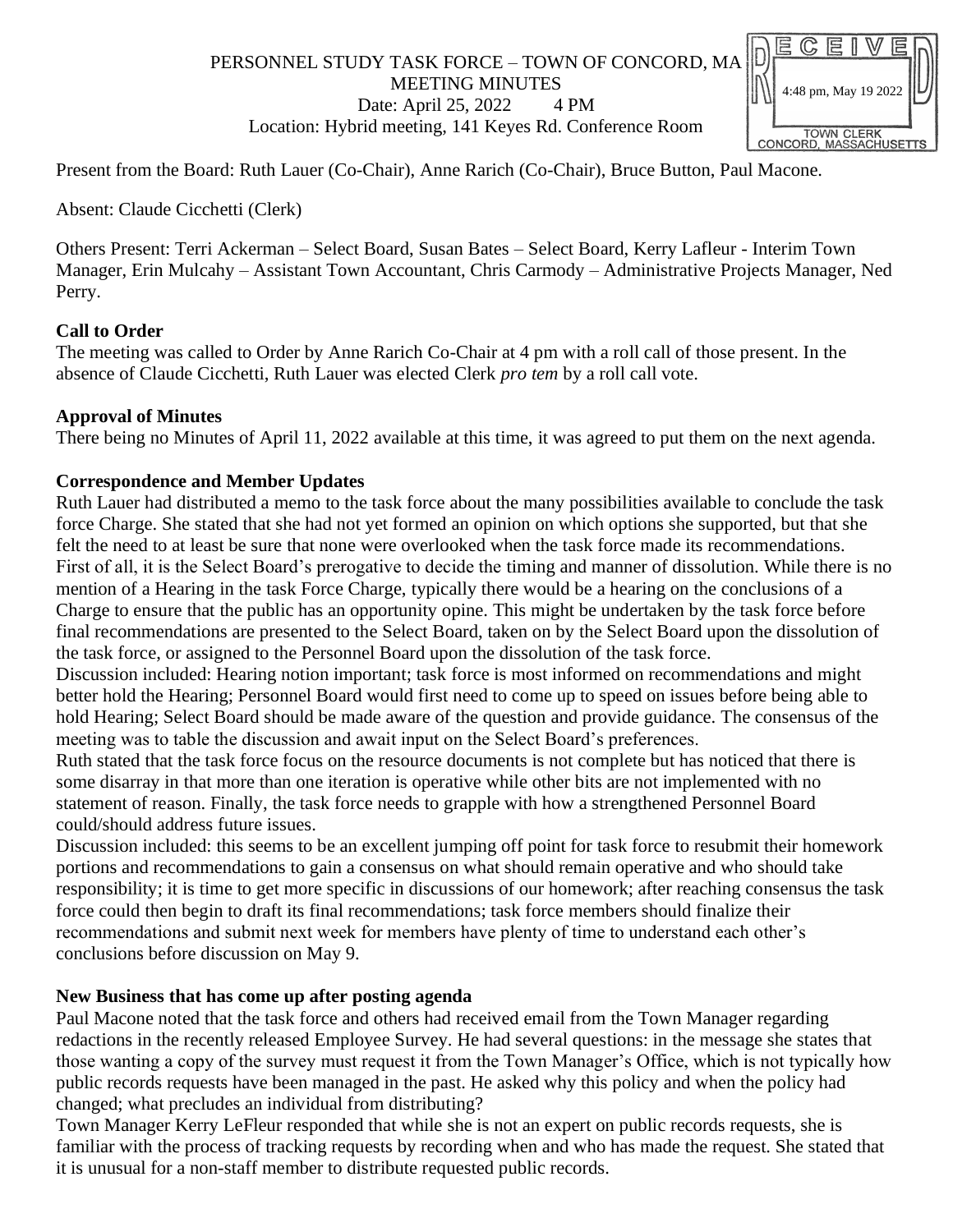PERSONNEL STUDY TASK FORCE – TOWN OF CONCORD, MA
MEETING MINUTES
Date: April 25, 2022 4 PM
Location: Hybrid meeting, 141 Keyes Rd. Conference Room

RECEIVED 4:48 pm, May 19 2022 TOWN CLERK CONCORD, MASSACHUSETTS

Present from the Board: Ruth Lauer (Co-Chair), Anne Rarich (Co-Chair), Bruce Button, Paul Macone.

Absent: Claude Cicchetti (Clerk)

Others Present: Terri Ackerman – Select Board, Susan Bates – Select Board, Kerry Lafleur - Interim Town Manager, Erin Mulcahy – Assistant Town Accountant, Chris Carmody – Administrative Projects Manager, Ned Perry.

**Call to Order**

The meeting was called to Order by Anne Rarich Co-Chair at 4 pm with a roll call of those present. In the absence of Claude Cicchetti, Ruth Lauer was elected Clerk *pro tem* by a roll call vote.

**Approval of Minutes**

There being no Minutes of April 11, 2022 available at this time, it was agreed to put them on the next agenda.

**Correspondence and Member Updates**

Ruth Lauer had distributed a memo to the task force about the many possibilities available to conclude the task force Charge. She stated that she had not yet formed an opinion on which options she supported, but that she felt the need to at least be sure that none were overlooked when the task force made its recommendations. First of all, it is the Select Board's prerogative to decide the timing and manner of dissolution. While there is no mention of a Hearing in the task Force Charge, typically there would be a hearing on the conclusions of a Charge to ensure that the public has an opportunity opine. This might be undertaken by the task force before final recommendations are presented to the Select Board, taken on by the Select Board upon the dissolution of the task force, or assigned to the Personnel Board upon the dissolution of the task force.

Discussion included: Hearing notion important; task force is most informed on recommendations and might better hold the Hearing; Personnel Board would first need to come up to speed on issues before being able to hold Hearing; Select Board should be made aware of the question and provide guidance. The consensus of the meeting was to table the discussion and await input on the Select Board's preferences.

Ruth stated that the task force focus on the resource documents is not complete but has noticed that there is some disarray in that more than one iteration is operative while other bits are not implemented with no statement of reason. Finally, the task force needs to grapple with how a strengthened Personnel Board could/should address future issues.

Discussion included: this seems to be an excellent jumping off point for task force to resubmit their homework portions and recommendations to gain a consensus on what should remain operative and who should take responsibility; it is time to get more specific in discussions of our homework; after reaching consensus the task force could then begin to draft its final recommendations; task force members should finalize their recommendations and submit next week for members have plenty of time to understand each other's conclusions before discussion on May 9.

**New Business that has come up after posting agenda**

Paul Macone noted that the task force and others had received email from the Town Manager regarding redactions in the recently released Employee Survey. He had several questions: in the message she states that those wanting a copy of the survey must request it from the Town Manager's Office, which is not typically how public records requests have been managed in the past. He asked why this policy and when the policy had changed; what precludes an individual from distributing?

Town Manager Kerry LeFleur responded that while she is not an expert on public records requests, she is familiar with the process of tracking requests by recording when and who has made the request. She stated that it is unusual for a non-staff member to distribute requested public records.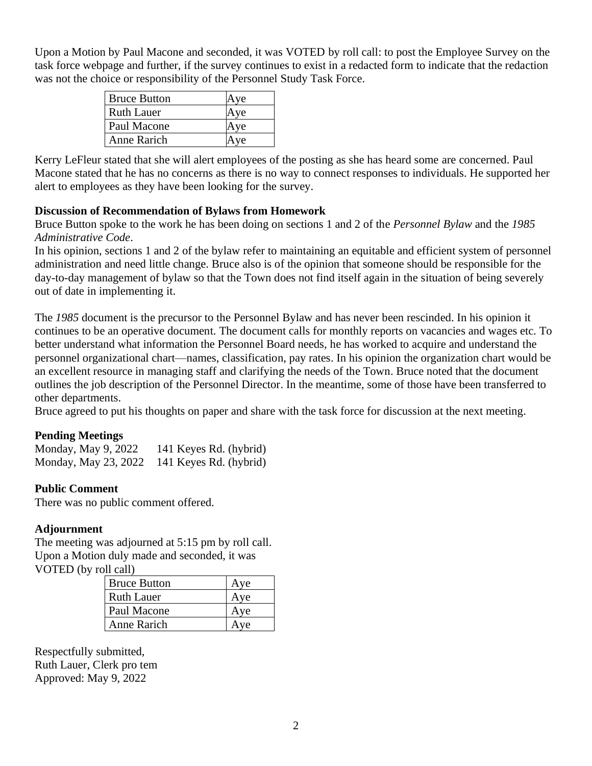Upon a Motion by Paul Macone and seconded, it was VOTED by roll call: to post the Employee Survey on the task force webpage and further, if the survey continues to exist in a redacted form to indicate that the redaction was not the choice or responsibility of the Personnel Study Task Force.

| | |
|---|---|
| Bruce Button | Aye |
| Ruth Lauer | Aye |
| Paul Macone | Aye |
| Anne Rarich | Aye |

Kerry LeFleur stated that she will alert employees of the posting as she has heard some are concerned. Paul Macone stated that he has no concerns as there is no way to connect responses to individuals. He supported her alert to employees as they have been looking for the survey.

**Discussion of Recommendation of Bylaws from Homework**

Bruce Button spoke to the work he has been doing on sections 1 and 2 of the *Personnel Bylaw* and the *1985 Administrative Code*.

In his opinion, sections 1 and 2 of the bylaw refer to maintaining an equitable and efficient system of personnel administration and need little change. Bruce also is of the opinion that someone should be responsible for the day-to-day management of bylaw so that the Town does not find itself again in the situation of being severely out of date in implementing it.

The *1985* document is the precursor to the Personnel Bylaw and has never been rescinded. In his opinion it continues to be an operative document. The document calls for monthly reports on vacancies and wages etc. To better understand what information the Personnel Board needs, he has worked to acquire and understand the personnel organizational chart—names, classification, pay rates. In his opinion the organization chart would be an excellent resource in managing staff and clarifying the needs of the Town. Bruce noted that the document outlines the job description of the Personnel Director. In the meantime, some of those have been transferred to other departments.

Bruce agreed to put his thoughts on paper and share with the task force for discussion at the next meeting.

**Pending Meetings**

Monday, May 9, 2022 141 Keyes Rd. (hybrid)
Monday, May 23, 2022 141 Keyes Rd. (hybrid)

**Public Comment**

There was no public comment offered.

**Adjournment**

The meeting was adjourned at 5:15 pm by roll call.
Upon a Motion duly made and seconded, it was VOTED (by roll call)

| | |
|---|---|
| Bruce Button | Aye |
| Ruth Lauer | Aye |
| Paul Macone | Aye |
| Anne Rarich | Aye |

Respectfully submitted,
Ruth Lauer, Clerk pro tem
Approved: May 9, 2022